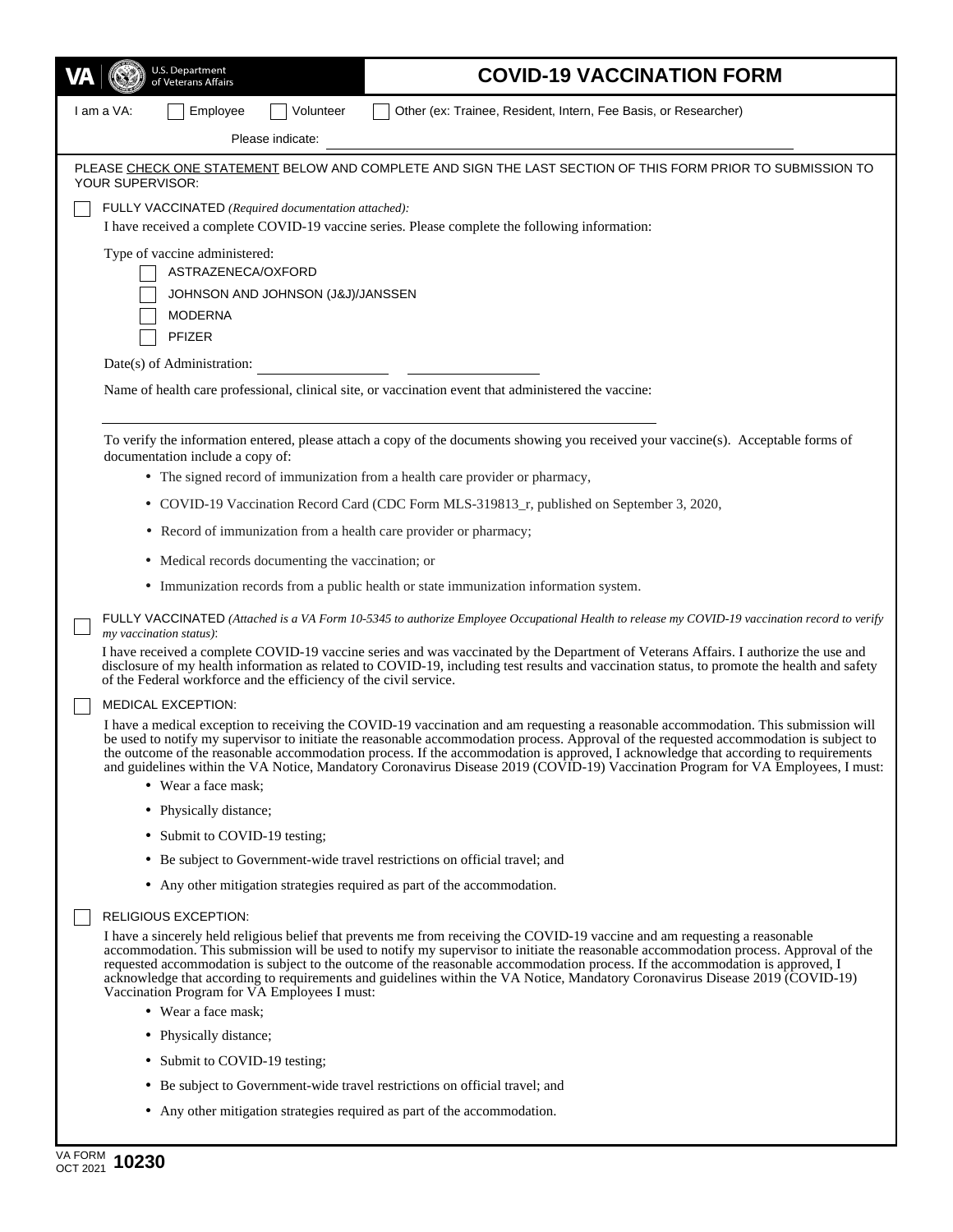VA | U.S. Department of Veterans Affairs

# COVID-19 VACCINATION FORM

I am a VA: ☐ Employee ☐ Volunteer ☐ Other (ex: Trainee, Resident, Intern, Fee Basis, or Researcher)

Please indicate: ______________________________

PLEASE CHECK ONE STATEMENT BELOW AND COMPLETE AND SIGN THE LAST SECTION OF THIS FORM PRIOR TO SUBMISSION TO YOUR SUPERVISOR:

☐ FULLY VACCINATED *(Required documentation attached):*

I have received a complete COVID-19 vaccine series. Please complete the following information:

Type of vaccine administered:

- ☐ ASTRAZENECA/OXFORD
- ☐ JOHNSON AND JOHNSON (J&J)/JANSSEN
- ☐ MODERNA
- ☐ PFIZER

Date(s) of Administration: ______________ ______________

Name of health care professional, clinical site, or vaccination event that administered the vaccine:

______________________________

To verify the information entered, please attach a copy of the documents showing you received your vaccine(s). Acceptable forms of documentation include a copy of:

- The signed record of immunization from a health care provider or pharmacy,
- COVID-19 Vaccination Record Card (CDC Form MLS-319813_r, published on September 3, 2020,
- Record of immunization from a health care provider or pharmacy;
- Medical records documenting the vaccination; or
- Immunization records from a public health or state immunization information system.

☐ FULLY VACCINATED *(Attached is a VA Form 10-5345 to authorize Employee Occupational Health to release my COVID-19 vaccination record to verify my vaccination status)*:

I have received a complete COVID-19 vaccine series and was vaccinated by the Department of Veterans Affairs. I authorize the use and disclosure of my health information as related to COVID-19, including test results and vaccination status, to promote the health and safety of the Federal workforce and the efficiency of the civil service.

☐ MEDICAL EXCEPTION:

I have a medical exception to receiving the COVID-19 vaccination and am requesting a reasonable accommodation. This submission will be used to notify my supervisor to initiate the reasonable accommodation process. Approval of the requested accommodation is subject to the outcome of the reasonable accommodation process. If the accommodation is approved, I acknowledge that according to requirements and guidelines within the VA Notice, Mandatory Coronavirus Disease 2019 (COVID-19) Vaccination Program for VA Employees, I must:

- Wear a face mask;
- Physically distance;
- Submit to COVID-19 testing;
- Be subject to Government-wide travel restrictions on official travel; and
- Any other mitigation strategies required as part of the accommodation.

☐ RELIGIOUS EXCEPTION:

I have a sincerely held religious belief that prevents me from receiving the COVID-19 vaccine and am requesting a reasonable accommodation. This submission will be used to notify my supervisor to initiate the reasonable accommodation process. Approval of the requested accommodation is subject to the outcome of the reasonable accommodation process. If the accommodation is approved, I acknowledge that according to requirements and guidelines within the VA Notice, Mandatory Coronavirus Disease 2019 (COVID-19) Vaccination Program for VA Employees I must:

- Wear a face mask;
- Physically distance;
- Submit to COVID-19 testing;
- Be subject to Government-wide travel restrictions on official travel; and
- Any other mitigation strategies required as part of the accommodation.

VA FORM OCT 2021 **10230**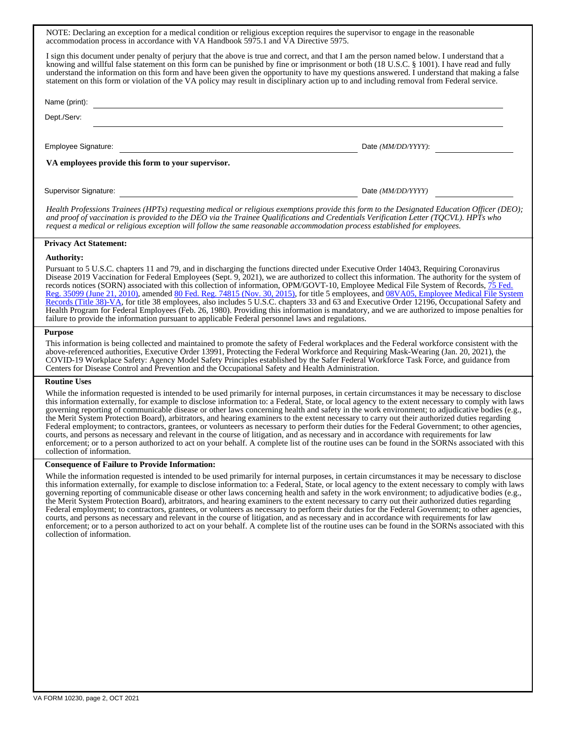NOTE: Declaring an exception for a medical condition or religious exception requires the supervisor to engage in the reasonable accommodation process in accordance with VA Handbook 5975.1 and VA Directive 5975.

I sign this document under penalty of perjury that the above is true and correct, and that I am the person named below. I understand that a knowing and willful false statement on this form can be punished by fine or imprisonment or both (18 U.S.C. § 1001). I have read and fully understand the information on this form and have been given the opportunity to have my questions answered. I understand that making a false statement on this form or violation of the VA policy may result in disciplinary action up to and including removal from Federal service.

Name (print): ______________________________

Dept./Serv: ______________________________

Employee Signature: ______________________________ Date *(MM/DD/YYYY)*: ______________

**VA employees provide this form to your supervisor.**

Supervisor Signature: ______________________________ Date *(MM/DD/YYYY)* ______________

*Health Professions Trainees (HPTs) requesting medical or religious exemptions provide this form to the Designated Education Officer (DEO); and proof of vaccination is provided to the DEO via the Trainee Qualifications and Credentials Verification Letter (TQCVL). HPTs who request a medical or religious exception will follow the same reasonable accommodation process established for employees.*

**Privacy Act Statement:**

**Authority:**

Pursuant to 5 U.S.C. chapters 11 and 79, and in discharging the functions directed under Executive Order 14043, Requiring Coronavirus Disease 2019 Vaccination for Federal Employees (Sept. 9, 2021), we are authorized to collect this information. The authority for the system of records notices (SORN) associated with this collection of information, OPM/GOVT-10, Employee Medical File System of Records, 75 Fed. Reg. 35099 (June 21, 2010), amended 80 Fed. Reg. 74815 (Nov. 30, 2015), for title 5 employees, and 08VA05, Employee Medical File System Records (Title 38)-VA, for title 38 employees, also includes 5 U.S.C. chapters 33 and 63 and Executive Order 12196, Occupational Safety and Health Program for Federal Employees (Feb. 26, 1980). Providing this information is mandatory, and we are authorized to impose penalties for failure to provide the information pursuant to applicable Federal personnel laws and regulations.

**Purpose**

This information is being collected and maintained to promote the safety of Federal workplaces and the Federal workforce consistent with the above-referenced authorities, Executive Order 13991, Protecting the Federal Workforce and Requiring Mask-Wearing (Jan. 20, 2021), the COVID-19 Workplace Safety: Agency Model Safety Principles established by the Safer Federal Workforce Task Force, and guidance from Centers for Disease Control and Prevention and the Occupational Safety and Health Administration.

**Routine Uses**

While the information requested is intended to be used primarily for internal purposes, in certain circumstances it may be necessary to disclose this information externally, for example to disclose information to: a Federal, State, or local agency to the extent necessary to comply with laws governing reporting of communicable disease or other laws concerning health and safety in the work environment; to adjudicative bodies (e.g., the Merit System Protection Board), arbitrators, and hearing examiners to the extent necessary to carry out their authorized duties regarding Federal employment; to contractors, grantees, or volunteers as necessary to perform their duties for the Federal Government; to other agencies, courts, and persons as necessary and relevant in the course of litigation, and as necessary and in accordance with requirements for law enforcement; or to a person authorized to act on your behalf. A complete list of the routine uses can be found in the SORNs associated with this collection of information.

**Consequence of Failure to Provide Information:**

While the information requested is intended to be used primarily for internal purposes, in certain circumstances it may be necessary to disclose this information externally, for example to disclose information to: a Federal, State, or local agency to the extent necessary to comply with laws governing reporting of communicable disease or other laws concerning health and safety in the work environment; to adjudicative bodies (e.g., the Merit System Protection Board), arbitrators, and hearing examiners to the extent necessary to carry out their authorized duties regarding Federal employment; to contractors, grantees, or volunteers as necessary to perform their duties for the Federal Government; to other agencies, courts, and persons as necessary and relevant in the course of litigation, and as necessary and in accordance with requirements for law enforcement; or to a person authorized to act on your behalf. A complete list of the routine uses can be found in the SORNs associated with this collection of information.

VA FORM 10230, page 2, OCT 2021